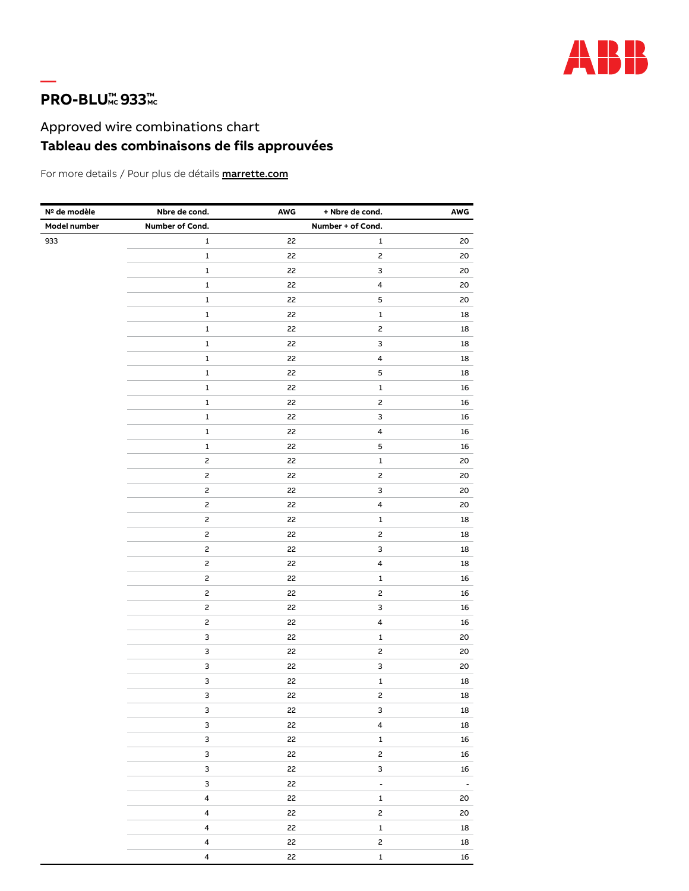# PRO-BLU™MC 933™MC

## Approved wire combinations chart

## **Tableau des combinaisons de fils approuvées**

For more details / Pour plus de détails **marrette.com**

| Nº de modèle<br>Model number | Nbre de cond.<br>Number of Cond. | AWG | + Nbre de cond.<br>Number + of Cond. | AWG |
|---|---|---|---|---|
| 933 | 1 | 22 | 1 | 20 |
| | 1 | 22 | 2 | 20 |
| | 1 | 22 | 3 | 20 |
| | 1 | 22 | 4 | 20 |
| | 1 | 22 | 5 | 20 |
| | 1 | 22 | 1 | 18 |
| | 1 | 22 | 2 | 18 |
| | 1 | 22 | 3 | 18 |
| | 1 | 22 | 4 | 18 |
| | 1 | 22 | 5 | 18 |
| | 1 | 22 | 1 | 16 |
| | 1 | 22 | 2 | 16 |
| | 1 | 22 | 3 | 16 |
| | 1 | 22 | 4 | 16 |
| | 1 | 22 | 5 | 16 |
| | 2 | 22 | 1 | 20 |
| | 2 | 22 | 2 | 20 |
| | 2 | 22 | 3 | 20 |
| | 2 | 22 | 4 | 20 |
| | 2 | 22 | 1 | 18 |
| | 2 | 22 | 2 | 18 |
| | 2 | 22 | 3 | 18 |
| | 2 | 22 | 4 | 18 |
| | 2 | 22 | 1 | 16 |
| | 2 | 22 | 2 | 16 |
| | 2 | 22 | 3 | 16 |
| | 2 | 22 | 4 | 16 |
| | 3 | 22 | 1 | 20 |
| | 3 | 22 | 2 | 20 |
| | 3 | 22 | 3 | 20 |
| | 3 | 22 | 1 | 18 |
| | 3 | 22 | 2 | 18 |
| | 3 | 22 | 3 | 18 |
| | 3 | 22 | 4 | 18 |
| | 3 | 22 | 1 | 16 |
| | 3 | 22 | 2 | 16 |
| | 3 | 22 | 3 | 16 |
| | 3 | 22 | - | - |
| | 4 | 22 | 1 | 20 |
| | 4 | 22 | 2 | 20 |
| | 4 | 22 | 1 | 18 |
| | 4 | 22 | 2 | 18 |
| | 4 | 22 | 1 | 16 |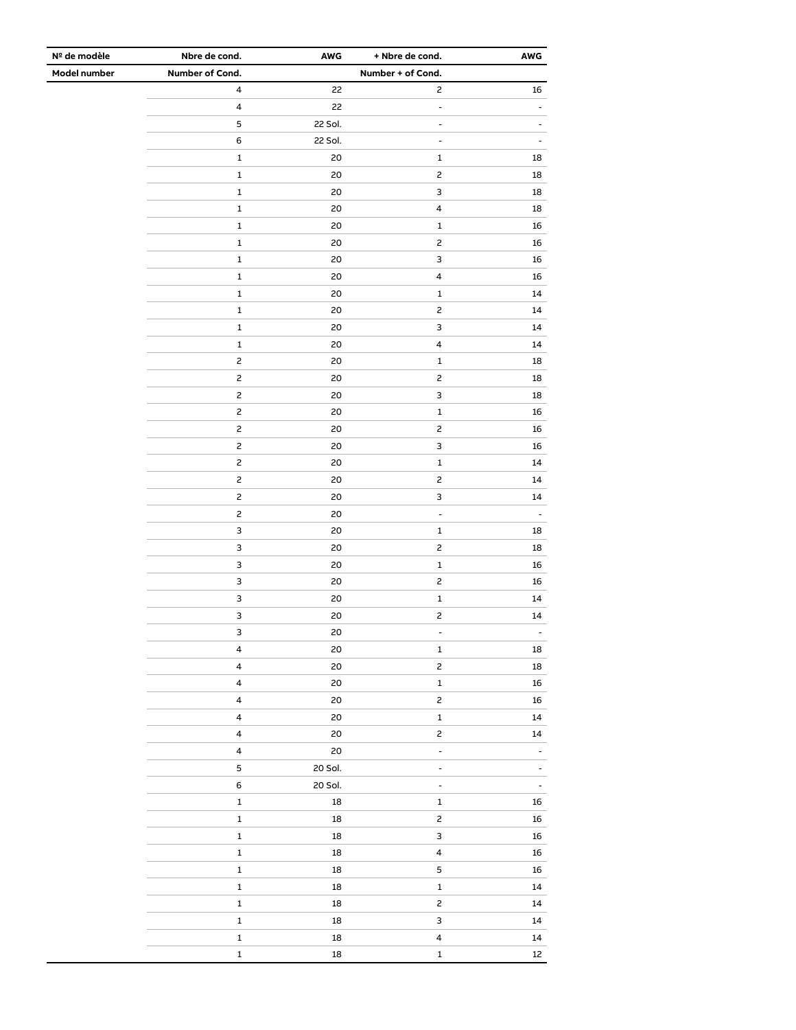| Nº de modèle | Nbre de cond. | AWG | + Nbre de cond. | AWG |
|---|---|---|---|---|
| Model number | Number of Cond. | | Number + of Cond. | |
| | 4 | 22 | 2 | 16 |
| | 4 | 22 | - | - |
| | 5 | 22 Sol. | - | - |
| | 6 | 22 Sol. | - | - |
| | 1 | 20 | 1 | 18 |
| | 1 | 20 | 2 | 18 |
| | 1 | 20 | 3 | 18 |
| | 1 | 20 | 4 | 18 |
| | 1 | 20 | 1 | 16 |
| | 1 | 20 | 2 | 16 |
| | 1 | 20 | 3 | 16 |
| | 1 | 20 | 4 | 16 |
| | 1 | 20 | 1 | 14 |
| | 1 | 20 | 2 | 14 |
| | 1 | 20 | 3 | 14 |
| | 1 | 20 | 4 | 14 |
| | 2 | 20 | 1 | 18 |
| | 2 | 20 | 2 | 18 |
| | 2 | 20 | 3 | 18 |
| | 2 | 20 | 1 | 16 |
| | 2 | 20 | 2 | 16 |
| | 2 | 20 | 3 | 16 |
| | 2 | 20 | 1 | 14 |
| | 2 | 20 | 2 | 14 |
| | 2 | 20 | 3 | 14 |
| | 2 | 20 | - | - |
| | 3 | 20 | 1 | 18 |
| | 3 | 20 | 2 | 18 |
| | 3 | 20 | 1 | 16 |
| | 3 | 20 | 2 | 16 |
| | 3 | 20 | 1 | 14 |
| | 3 | 20 | 2 | 14 |
| | 3 | 20 | - | - |
| | 4 | 20 | 1 | 18 |
| | 4 | 20 | 2 | 18 |
| | 4 | 20 | 1 | 16 |
| | 4 | 20 | 2 | 16 |
| | 4 | 20 | 1 | 14 |
| | 4 | 20 | 2 | 14 |
| | 4 | 20 | - | - |
| | 5 | 20 Sol. | - | - |
| | 6 | 20 Sol. | - | - |
| | 1 | 18 | 1 | 16 |
| | 1 | 18 | 2 | 16 |
| | 1 | 18 | 3 | 16 |
| | 1 | 18 | 4 | 16 |
| | 1 | 18 | 5 | 16 |
| | 1 | 18 | 1 | 14 |
| | 1 | 18 | 2 | 14 |
| | 1 | 18 | 3 | 14 |
| | 1 | 18 | 4 | 14 |
| | 1 | 18 | 1 | 12 |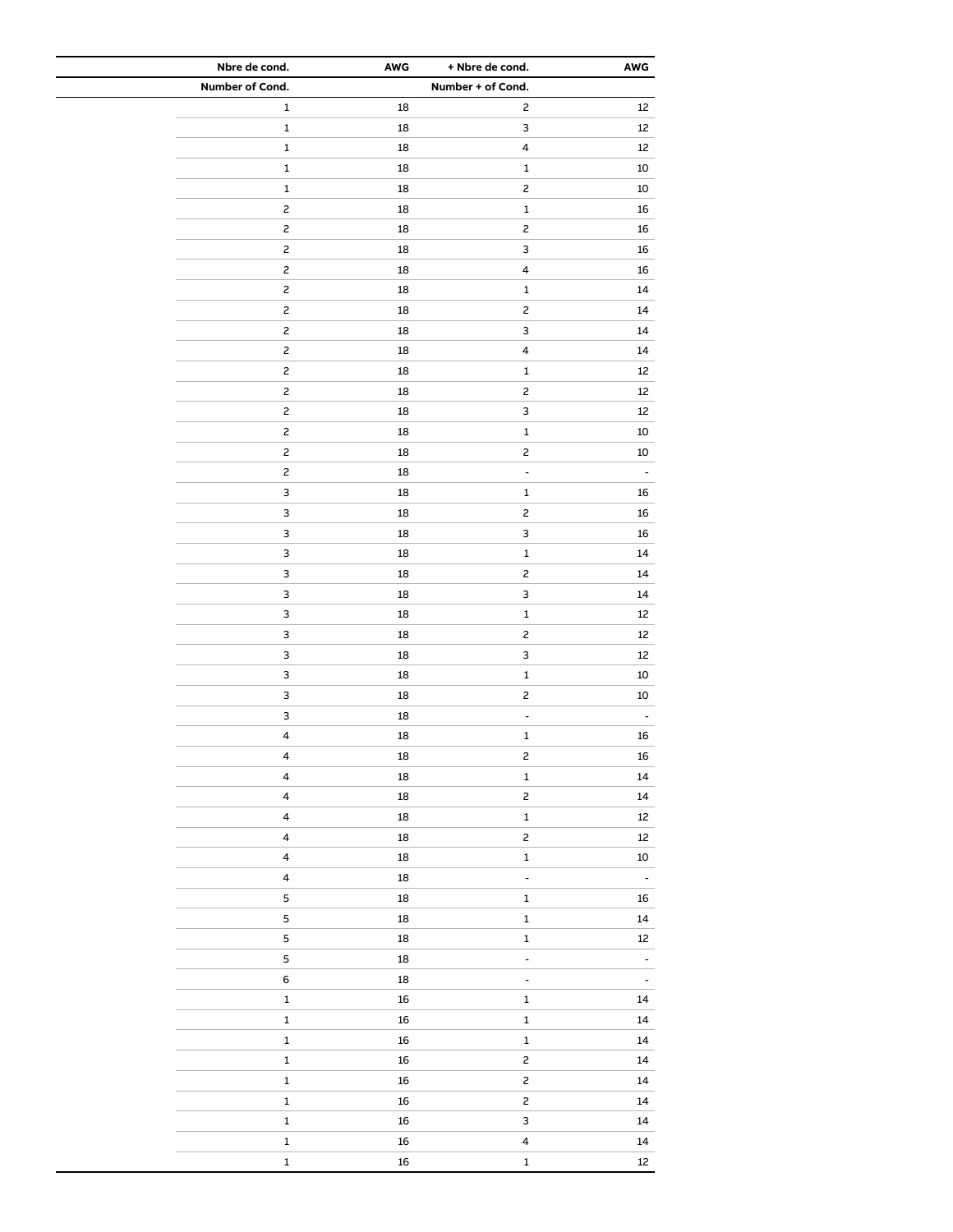| Nbre de cond. | AWG | + Nbre de cond. | AWG |
|---|---|---|---|
| Number of Cond. | | Number + of Cond. | |
| 1 | 18 | 2 | 12 |
| 1 | 18 | 3 | 12 |
| 1 | 18 | 4 | 12 |
| 1 | 18 | 1 | 10 |
| 1 | 18 | 2 | 10 |
| 2 | 18 | 1 | 16 |
| 2 | 18 | 2 | 16 |
| 2 | 18 | 3 | 16 |
| 2 | 18 | 4 | 16 |
| 2 | 18 | 1 | 14 |
| 2 | 18 | 2 | 14 |
| 2 | 18 | 3 | 14 |
| 2 | 18 | 4 | 14 |
| 2 | 18 | 1 | 12 |
| 2 | 18 | 2 | 12 |
| 2 | 18 | 3 | 12 |
| 2 | 18 | 1 | 10 |
| 2 | 18 | 2 | 10 |
| 2 | 18 | - | - |
| 3 | 18 | 1 | 16 |
| 3 | 18 | 2 | 16 |
| 3 | 18 | 3 | 16 |
| 3 | 18 | 1 | 14 |
| 3 | 18 | 2 | 14 |
| 3 | 18 | 3 | 14 |
| 3 | 18 | 1 | 12 |
| 3 | 18 | 2 | 12 |
| 3 | 18 | 3 | 12 |
| 3 | 18 | 1 | 10 |
| 3 | 18 | 2 | 10 |
| 3 | 18 | - | - |
| 4 | 18 | 1 | 16 |
| 4 | 18 | 2 | 16 |
| 4 | 18 | 1 | 14 |
| 4 | 18 | 2 | 14 |
| 4 | 18 | 1 | 12 |
| 4 | 18 | 2 | 12 |
| 4 | 18 | 1 | 10 |
| 4 | 18 | - | - |
| 5 | 18 | 1 | 16 |
| 5 | 18 | 1 | 14 |
| 5 | 18 | 1 | 12 |
| 5 | 18 | - | - |
| 6 | 18 | - | - |
| 1 | 16 | 1 | 14 |
| 1 | 16 | 1 | 14 |
| 1 | 16 | 1 | 14 |
| 1 | 16 | 2 | 14 |
| 1 | 16 | 2 | 14 |
| 1 | 16 | 2 | 14 |
| 1 | 16 | 3 | 14 |
| 1 | 16 | 4 | 14 |
| 1 | 16 | 1 | 12 |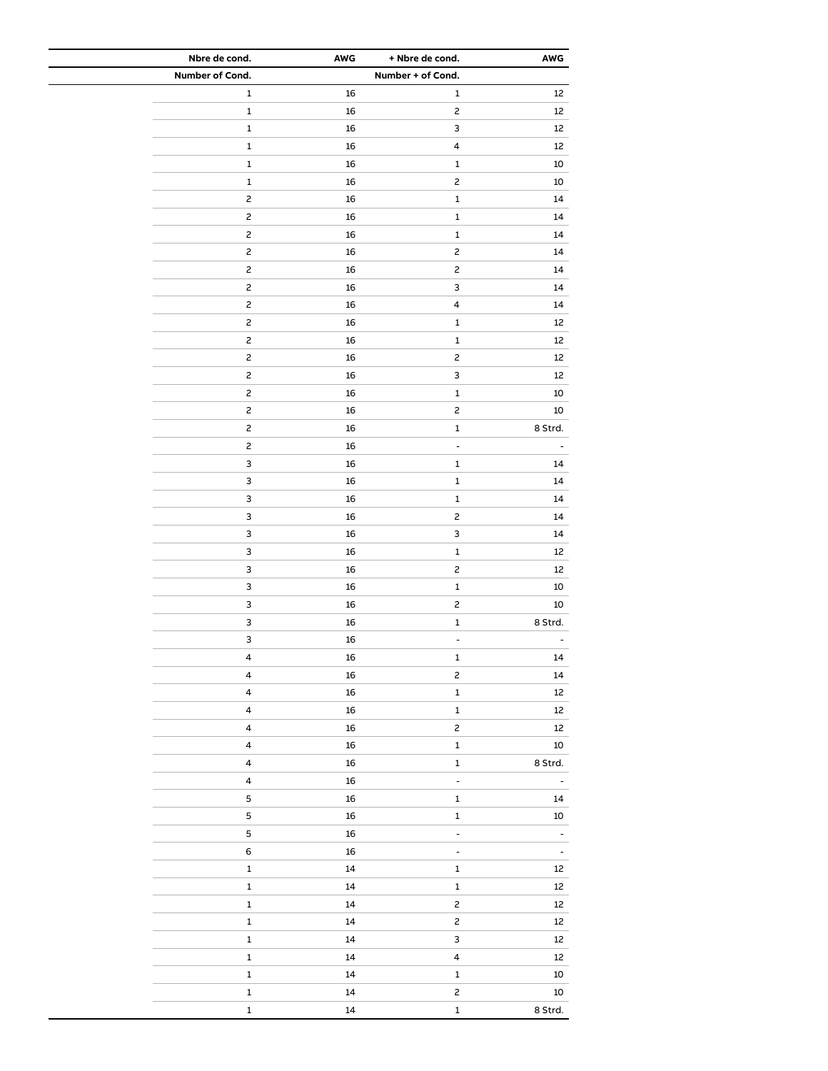| Nbre de cond. | AWG | + Nbre de cond. | AWG |
|---|---|---|---|
| Number of Cond. | | Number + of Cond. | |
| 1 | 16 | 1 | 12 |
| 1 | 16 | 2 | 12 |
| 1 | 16 | 3 | 12 |
| 1 | 16 | 4 | 12 |
| 1 | 16 | 1 | 10 |
| 1 | 16 | 2 | 10 |
| 2 | 16 | 1 | 14 |
| 2 | 16 | 1 | 14 |
| 2 | 16 | 1 | 14 |
| 2 | 16 | 2 | 14 |
| 2 | 16 | 2 | 14 |
| 2 | 16 | 3 | 14 |
| 2 | 16 | 4 | 14 |
| 2 | 16 | 1 | 12 |
| 2 | 16 | 1 | 12 |
| 2 | 16 | 2 | 12 |
| 2 | 16 | 3 | 12 |
| 2 | 16 | 1 | 10 |
| 2 | 16 | 2 | 10 |
| 2 | 16 | 1 | 8 Strd. |
| 2 | 16 | - | - |
| 3 | 16 | 1 | 14 |
| 3 | 16 | 1 | 14 |
| 3 | 16 | 1 | 14 |
| 3 | 16 | 2 | 14 |
| 3 | 16 | 3 | 14 |
| 3 | 16 | 1 | 12 |
| 3 | 16 | 2 | 12 |
| 3 | 16 | 1 | 10 |
| 3 | 16 | 2 | 10 |
| 3 | 16 | 1 | 8 Strd. |
| 3 | 16 | - | - |
| 4 | 16 | 1 | 14 |
| 4 | 16 | 2 | 14 |
| 4 | 16 | 1 | 12 |
| 4 | 16 | 1 | 12 |
| 4 | 16 | 2 | 12 |
| 4 | 16 | 1 | 10 |
| 4 | 16 | 1 | 8 Strd. |
| 4 | 16 | - | - |
| 5 | 16 | 1 | 14 |
| 5 | 16 | 1 | 10 |
| 5 | 16 | - | - |
| 6 | 16 | - | - |
| 1 | 14 | 1 | 12 |
| 1 | 14 | 1 | 12 |
| 1 | 14 | 2 | 12 |
| 1 | 14 | 2 | 12 |
| 1 | 14 | 3 | 12 |
| 1 | 14 | 4 | 12 |
| 1 | 14 | 1 | 10 |
| 1 | 14 | 2 | 10 |
| 1 | 14 | 1 | 8 Strd. |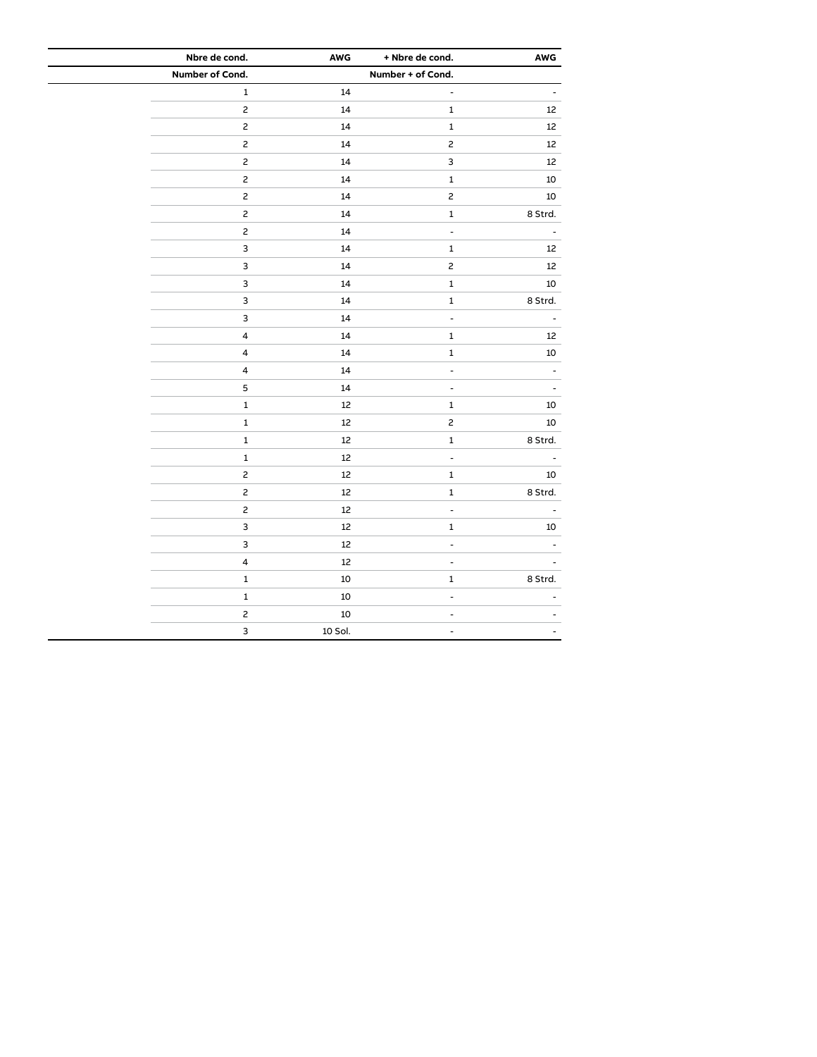| Nbre de cond. | AWG | + Nbre de cond. | AWG |
| --- | --- | --- | --- |
| Number of Cond. | | Number + of Cond. | |
| 1 | 14 | - | - |
| 2 | 14 | 1 | 12 |
| 2 | 14 | 1 | 12 |
| 2 | 14 | 2 | 12 |
| 2 | 14 | 3 | 12 |
| 2 | 14 | 1 | 10 |
| 2 | 14 | 2 | 10 |
| 2 | 14 | 1 | 8 Strd. |
| 2 | 14 | - | - |
| 3 | 14 | 1 | 12 |
| 3 | 14 | 2 | 12 |
| 3 | 14 | 1 | 10 |
| 3 | 14 | 1 | 8 Strd. |
| 3 | 14 | - | - |
| 4 | 14 | 1 | 12 |
| 4 | 14 | 1 | 10 |
| 4 | 14 | - | - |
| 5 | 14 | - | - |
| 1 | 12 | 1 | 10 |
| 1 | 12 | 2 | 10 |
| 1 | 12 | 1 | 8 Strd. |
| 1 | 12 | - | - |
| 2 | 12 | 1 | 10 |
| 2 | 12 | 1 | 8 Strd. |
| 2 | 12 | - | - |
| 3 | 12 | 1 | 10 |
| 3 | 12 | - | - |
| 4 | 12 | - | - |
| 1 | 10 | 1 | 8 Strd. |
| 1 | 10 | - | - |
| 2 | 10 | - | - |
| 3 | 10 Sol. | - | - |